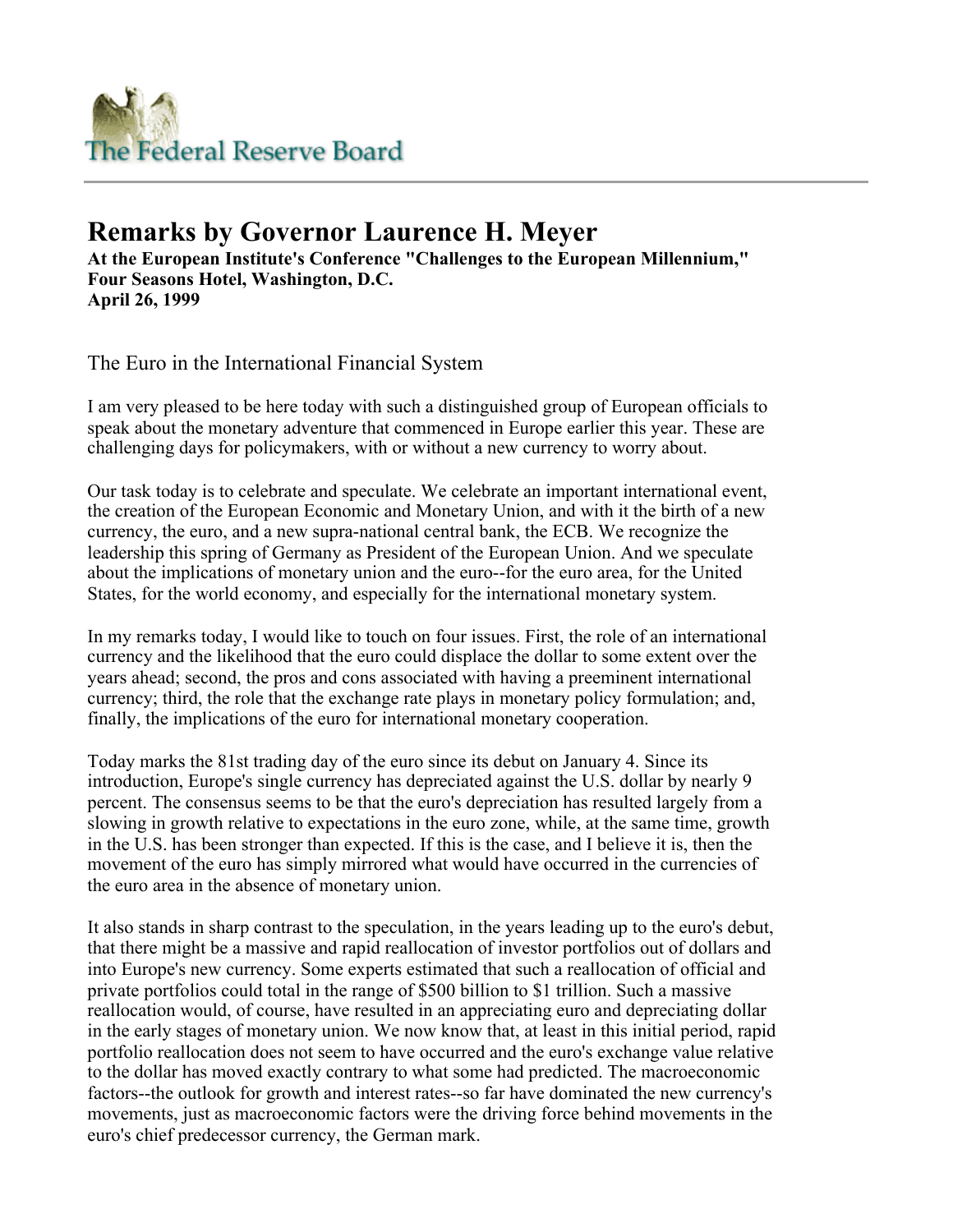# Remarks by Governor Laurence H. Meyer

**At the European Institute's Conference "Challenges to the European Millennium," Four Seasons Hotel, Washington, D.C.**
**April 26, 1999**

## The Euro in the International Financial System

I am very pleased to be here today with such a distinguished group of European officials to speak about the monetary adventure that commenced in Europe earlier this year. These are challenging days for policymakers, with or without a new currency to worry about.

Our task today is to celebrate and speculate. We celebrate an important international event, the creation of the European Economic and Monetary Union, and with it the birth of a new currency, the euro, and a new supra-national central bank, the ECB. We recognize the leadership this spring of Germany as President of the European Union. And we speculate about the implications of monetary union and the euro--for the euro area, for the United States, for the world economy, and especially for the international monetary system.

In my remarks today, I would like to touch on four issues. First, the role of an international currency and the likelihood that the euro could displace the dollar to some extent over the years ahead; second, the pros and cons associated with having a preeminent international currency; third, the role that the exchange rate plays in monetary policy formulation; and, finally, the implications of the euro for international monetary cooperation.

Today marks the 81st trading day of the euro since its debut on January 4. Since its introduction, Europe's single currency has depreciated against the U.S. dollar by nearly 9 percent. The consensus seems to be that the euro's depreciation has resulted largely from a slowing in growth relative to expectations in the euro zone, while, at the same time, growth in the U.S. has been stronger than expected. If this is the case, and I believe it is, then the movement of the euro has simply mirrored what would have occurred in the currencies of the euro area in the absence of monetary union.

It also stands in sharp contrast to the speculation, in the years leading up to the euro's debut, that there might be a massive and rapid reallocation of investor portfolios out of dollars and into Europe's new currency. Some experts estimated that such a reallocation of official and private portfolios could total in the range of $500 billion to $1 trillion. Such a massive reallocation would, of course, have resulted in an appreciating euro and depreciating dollar in the early stages of monetary union. We now know that, at least in this initial period, rapid portfolio reallocation does not seem to have occurred and the euro's exchange value relative to the dollar has moved exactly contrary to what some had predicted. The macroeconomic factors--the outlook for growth and interest rates--so far have dominated the new currency's movements, just as macroeconomic factors were the driving force behind movements in the euro's chief predecessor currency, the German mark.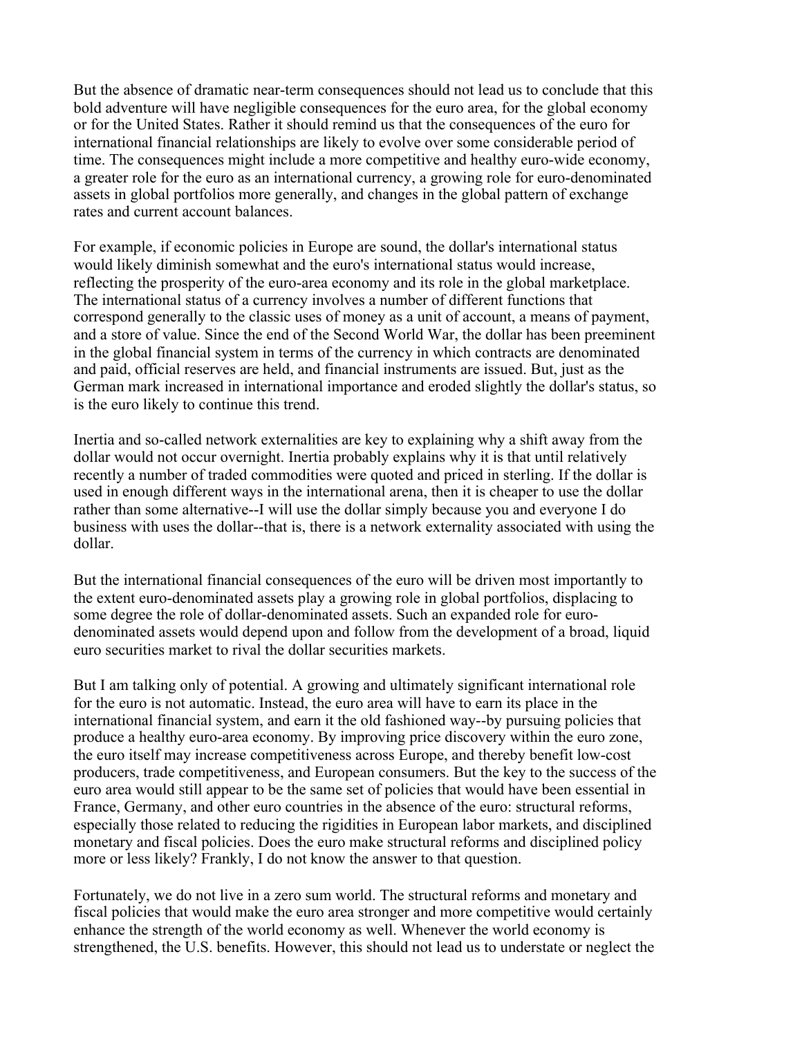But the absence of dramatic near-term consequences should not lead us to conclude that this bold adventure will have negligible consequences for the euro area, for the global economy or for the United States. Rather it should remind us that the consequences of the euro for international financial relationships are likely to evolve over some considerable period of time. The consequences might include a more competitive and healthy euro-wide economy, a greater role for the euro as an international currency, a growing role for euro-denominated assets in global portfolios more generally, and changes in the global pattern of exchange rates and current account balances.

For example, if economic policies in Europe are sound, the dollar's international status would likely diminish somewhat and the euro's international status would increase, reflecting the prosperity of the euro-area economy and its role in the global marketplace. The international status of a currency involves a number of different functions that correspond generally to the classic uses of money as a unit of account, a means of payment, and a store of value. Since the end of the Second World War, the dollar has been preeminent in the global financial system in terms of the currency in which contracts are denominated and paid, official reserves are held, and financial instruments are issued. But, just as the German mark increased in international importance and eroded slightly the dollar's status, so is the euro likely to continue this trend.

Inertia and so-called network externalities are key to explaining why a shift away from the dollar would not occur overnight. Inertia probably explains why it is that until relatively recently a number of traded commodities were quoted and priced in sterling. If the dollar is used in enough different ways in the international arena, then it is cheaper to use the dollar rather than some alternative--I will use the dollar simply because you and everyone I do business with uses the dollar--that is, there is a network externality associated with using the dollar.

But the international financial consequences of the euro will be driven most importantly to the extent euro-denominated assets play a growing role in global portfolios, displacing to some degree the role of dollar-denominated assets. Such an expanded role for euro-denominated assets would depend upon and follow from the development of a broad, liquid euro securities market to rival the dollar securities markets.

But I am talking only of potential. A growing and ultimately significant international role for the euro is not automatic. Instead, the euro area will have to earn its place in the international financial system, and earn it the old fashioned way--by pursuing policies that produce a healthy euro-area economy. By improving price discovery within the euro zone, the euro itself may increase competitiveness across Europe, and thereby benefit low-cost producers, trade competitiveness, and European consumers. But the key to the success of the euro area would still appear to be the same set of policies that would have been essential in France, Germany, and other euro countries in the absence of the euro: structural reforms, especially those related to reducing the rigidities in European labor markets, and disciplined monetary and fiscal policies. Does the euro make structural reforms and disciplined policy more or less likely? Frankly, I do not know the answer to that question.

Fortunately, we do not live in a zero sum world. The structural reforms and monetary and fiscal policies that would make the euro area stronger and more competitive would certainly enhance the strength of the world economy as well. Whenever the world economy is strengthened, the U.S. benefits. However, this should not lead us to understate or neglect the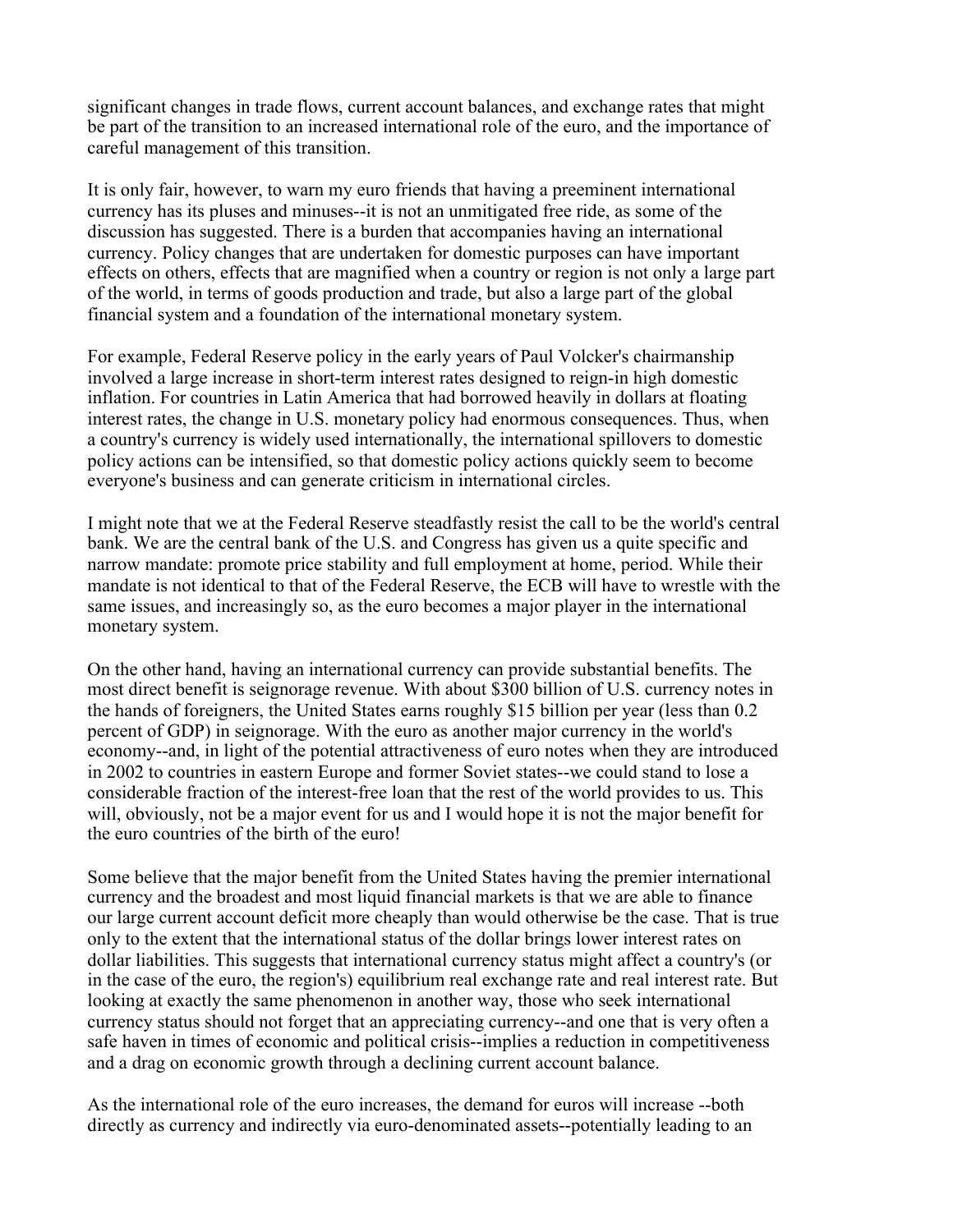significant changes in trade flows, current account balances, and exchange rates that might be part of the transition to an increased international role of the euro, and the importance of careful management of this transition.

It is only fair, however, to warn my euro friends that having a preeminent international currency has its pluses and minuses--it is not an unmitigated free ride, as some of the discussion has suggested. There is a burden that accompanies having an international currency. Policy changes that are undertaken for domestic purposes can have important effects on others, effects that are magnified when a country or region is not only a large part of the world, in terms of goods production and trade, but also a large part of the global financial system and a foundation of the international monetary system.

For example, Federal Reserve policy in the early years of Paul Volcker's chairmanship involved a large increase in short-term interest rates designed to reign-in high domestic inflation. For countries in Latin America that had borrowed heavily in dollars at floating interest rates, the change in U.S. monetary policy had enormous consequences. Thus, when a country's currency is widely used internationally, the international spillovers to domestic policy actions can be intensified, so that domestic policy actions quickly seem to become everyone's business and can generate criticism in international circles.

I might note that we at the Federal Reserve steadfastly resist the call to be the world's central bank. We are the central bank of the U.S. and Congress has given us a quite specific and narrow mandate: promote price stability and full employment at home, period. While their mandate is not identical to that of the Federal Reserve, the ECB will have to wrestle with the same issues, and increasingly so, as the euro becomes a major player in the international monetary system.

On the other hand, having an international currency can provide substantial benefits. The most direct benefit is seignorage revenue. With about $300 billion of U.S. currency notes in the hands of foreigners, the United States earns roughly $15 billion per year (less than 0.2 percent of GDP) in seignorage. With the euro as another major currency in the world's economy--and, in light of the potential attractiveness of euro notes when they are introduced in 2002 to countries in eastern Europe and former Soviet states--we could stand to lose a considerable fraction of the interest-free loan that the rest of the world provides to us. This will, obviously, not be a major event for us and I would hope it is not the major benefit for the euro countries of the birth of the euro!

Some believe that the major benefit from the United States having the premier international currency and the broadest and most liquid financial markets is that we are able to finance our large current account deficit more cheaply than would otherwise be the case. That is true only to the extent that the international status of the dollar brings lower interest rates on dollar liabilities. This suggests that international currency status might affect a country's (or in the case of the euro, the region's) equilibrium real exchange rate and real interest rate. But looking at exactly the same phenomenon in another way, those who seek international currency status should not forget that an appreciating currency--and one that is very often a safe haven in times of economic and political crisis--implies a reduction in competitiveness and a drag on economic growth through a declining current account balance.

As the international role of the euro increases, the demand for euros will increase --both directly as currency and indirectly via euro-denominated assets--potentially leading to an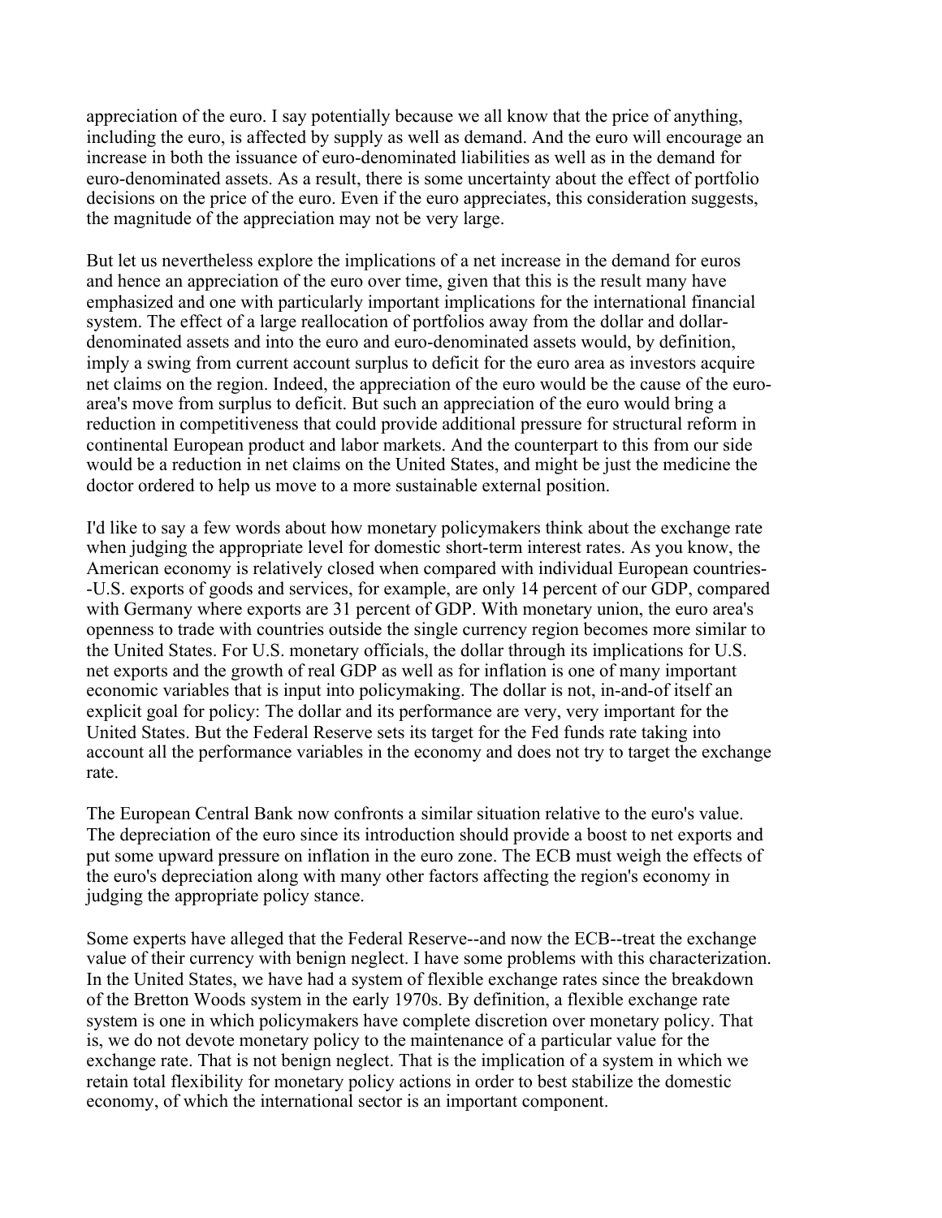appreciation of the euro. I say potentially because we all know that the price of anything, including the euro, is affected by supply as well as demand. And the euro will encourage an increase in both the issuance of euro-denominated liabilities as well as in the demand for euro-denominated assets. As a result, there is some uncertainty about the effect of portfolio decisions on the price of the euro. Even if the euro appreciates, this consideration suggests, the magnitude of the appreciation may not be very large.

But let us nevertheless explore the implications of a net increase in the demand for euros and hence an appreciation of the euro over time, given that this is the result many have emphasized and one with particularly important implications for the international financial system. The effect of a large reallocation of portfolios away from the dollar and dollar-denominated assets and into the euro and euro-denominated assets would, by definition, imply a swing from current account surplus to deficit for the euro area as investors acquire net claims on the region. Indeed, the appreciation of the euro would be the cause of the euro-area's move from surplus to deficit. But such an appreciation of the euro would bring a reduction in competitiveness that could provide additional pressure for structural reform in continental European product and labor markets. And the counterpart to this from our side would be a reduction in net claims on the United States, and might be just the medicine the doctor ordered to help us move to a more sustainable external position.

I'd like to say a few words about how monetary policymakers think about the exchange rate when judging the appropriate level for domestic short-term interest rates. As you know, the American economy is relatively closed when compared with individual European countries--U.S. exports of goods and services, for example, are only 14 percent of our GDP, compared with Germany where exports are 31 percent of GDP. With monetary union, the euro area's openness to trade with countries outside the single currency region becomes more similar to the United States. For U.S. monetary officials, the dollar through its implications for U.S. net exports and the growth of real GDP as well as for inflation is one of many important economic variables that is input into policymaking. The dollar is not, in-and-of itself an explicit goal for policy: The dollar and its performance are very, very important for the United States. But the Federal Reserve sets its target for the Fed funds rate taking into account all the performance variables in the economy and does not try to target the exchange rate.

The European Central Bank now confronts a similar situation relative to the euro's value. The depreciation of the euro since its introduction should provide a boost to net exports and put some upward pressure on inflation in the euro zone. The ECB must weigh the effects of the euro's depreciation along with many other factors affecting the region's economy in judging the appropriate policy stance.

Some experts have alleged that the Federal Reserve--and now the ECB--treat the exchange value of their currency with benign neglect. I have some problems with this characterization. In the United States, we have had a system of flexible exchange rates since the breakdown of the Bretton Woods system in the early 1970s. By definition, a flexible exchange rate system is one in which policymakers have complete discretion over monetary policy. That is, we do not devote monetary policy to the maintenance of a particular value for the exchange rate. That is not benign neglect. That is the implication of a system in which we retain total flexibility for monetary policy actions in order to best stabilize the domestic economy, of which the international sector is an important component.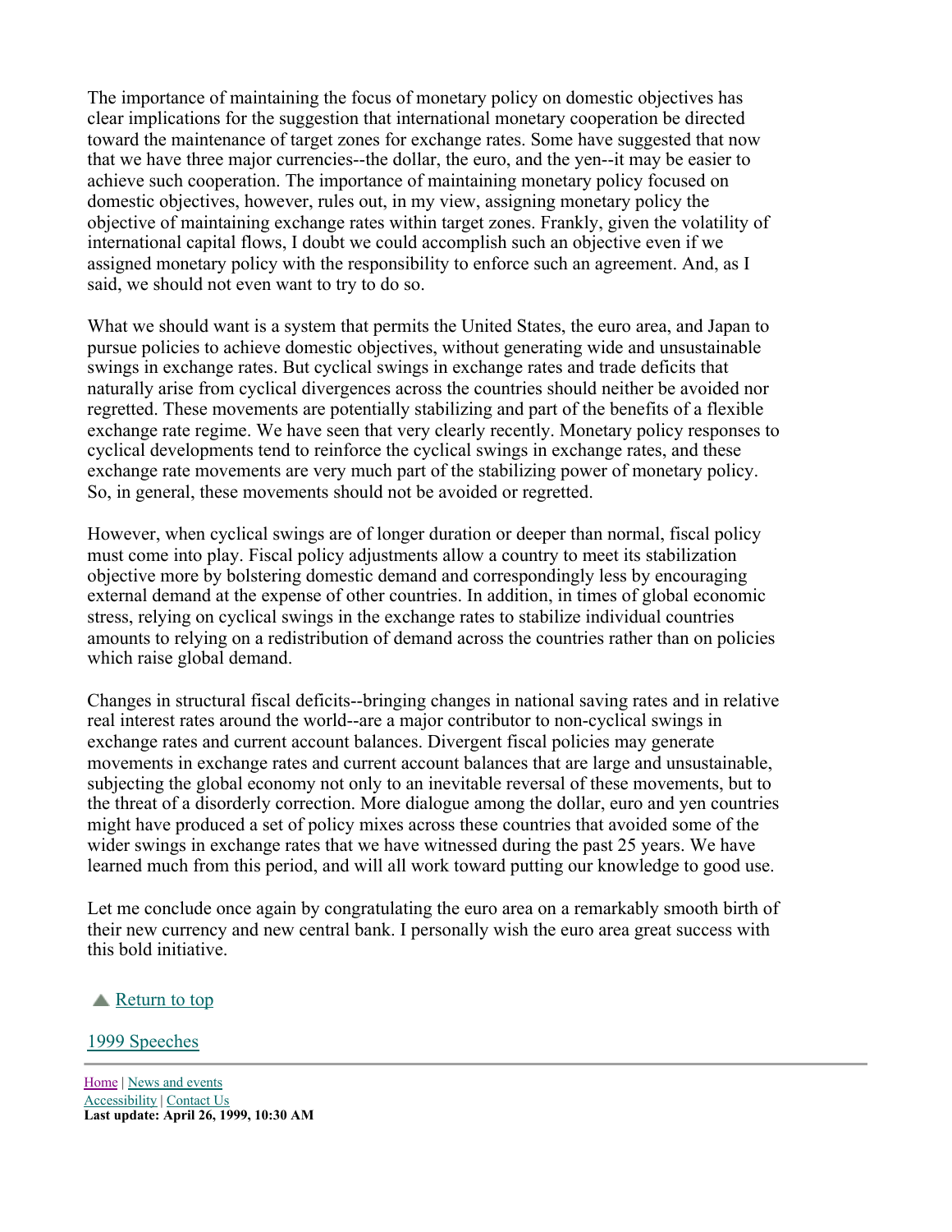The importance of maintaining the focus of monetary policy on domestic objectives has clear implications for the suggestion that international monetary cooperation be directed toward the maintenance of target zones for exchange rates. Some have suggested that now that we have three major currencies--the dollar, the euro, and the yen--it may be easier to achieve such cooperation. The importance of maintaining monetary policy focused on domestic objectives, however, rules out, in my view, assigning monetary policy the objective of maintaining exchange rates within target zones. Frankly, given the volatility of international capital flows, I doubt we could accomplish such an objective even if we assigned monetary policy with the responsibility to enforce such an agreement. And, as I said, we should not even want to try to do so.

What we should want is a system that permits the United States, the euro area, and Japan to pursue policies to achieve domestic objectives, without generating wide and unsustainable swings in exchange rates. But cyclical swings in exchange rates and trade deficits that naturally arise from cyclical divergences across the countries should neither be avoided nor regretted. These movements are potentially stabilizing and part of the benefits of a flexible exchange rate regime. We have seen that very clearly recently. Monetary policy responses to cyclical developments tend to reinforce the cyclical swings in exchange rates, and these exchange rate movements are very much part of the stabilizing power of monetary policy. So, in general, these movements should not be avoided or regretted.

However, when cyclical swings are of longer duration or deeper than normal, fiscal policy must come into play. Fiscal policy adjustments allow a country to meet its stabilization objective more by bolstering domestic demand and correspondingly less by encouraging external demand at the expense of other countries. In addition, in times of global economic stress, relying on cyclical swings in the exchange rates to stabilize individual countries amounts to relying on a redistribution of demand across the countries rather than on policies which raise global demand.

Changes in structural fiscal deficits--bringing changes in national saving rates and in relative real interest rates around the world--are a major contributor to non-cyclical swings in exchange rates and current account balances. Divergent fiscal policies may generate movements in exchange rates and current account balances that are large and unsustainable, subjecting the global economy not only to an inevitable reversal of these movements, but to the threat of a disorderly correction. More dialogue among the dollar, euro and yen countries might have produced a set of policy mixes across these countries that avoided some of the wider swings in exchange rates that we have witnessed during the past 25 years. We have learned much from this period, and will all work toward putting our knowledge to good use.

Let me conclude once again by congratulating the euro area on a remarkably smooth birth of their new currency and new central bank. I personally wish the euro area great success with this bold initiative.

▲ Return to top

1999 Speeches

Home | News and events
Accessibility | Contact Us
**Last update: April 26, 1999, 10:30 AM**